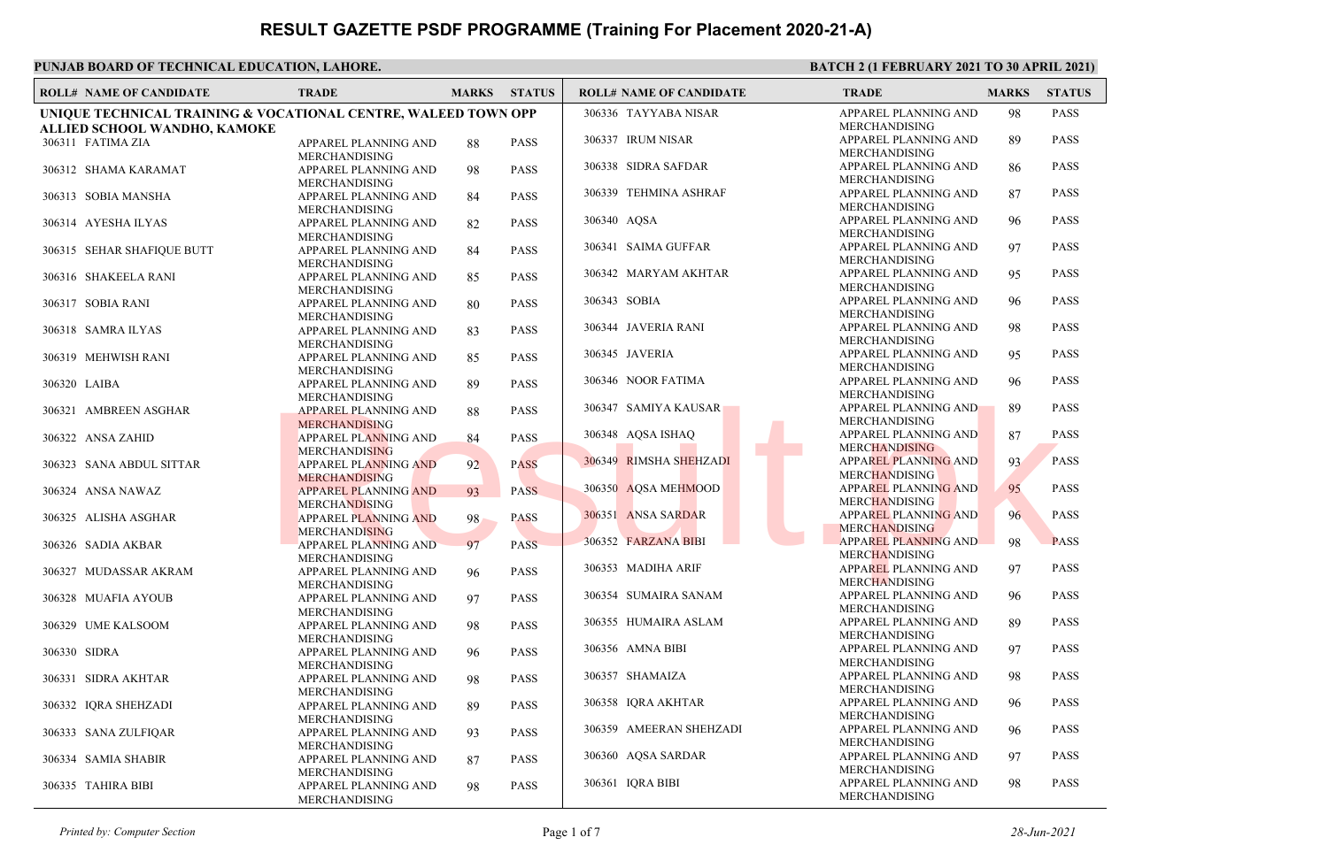# RESULT GAZETTE PSDF PROGRAMME (Training For Placement 2020-21-A)

**PUNJAB BOARD OF TECHNICAL EDUCATION, LAHORE.**

**BATCH 2 (1 FEBRUARY 2021 TO 30 APRIL 2021)**

**UNIQUE TECHNICAL TRAINING & VOCATIONAL CENTRE, WALEED TOWN OPP ALLIED SCHOOL WANDHO, KAMOKE**

| ROLL# | NAME OF CANDIDATE | TRADE | MARKS | STATUS |
|---|---|---|---|---|
| 306311 | FATIMA ZIA | APPAREL PLANNING AND MERCHANDISING | 88 | PASS |
| 306312 | SHAMA KARAMAT | APPAREL PLANNING AND MERCHANDISING | 98 | PASS |
| 306313 | SOBIA MANSHA | APPAREL PLANNING AND MERCHANDISING | 84 | PASS |
| 306314 | AYESHA ILYAS | APPAREL PLANNING AND MERCHANDISING | 82 | PASS |
| 306315 | SEHAR SHAFIQUE BUTT | APPAREL PLANNING AND MERCHANDISING | 84 | PASS |
| 306316 | SHAKEELA RANI | APPAREL PLANNING AND MERCHANDISING | 85 | PASS |
| 306317 | SOBIA RANI | APPAREL PLANNING AND MERCHANDISING | 80 | PASS |
| 306318 | SAMRA ILYAS | APPAREL PLANNING AND MERCHANDISING | 83 | PASS |
| 306319 | MEHWISH RANI | APPAREL PLANNING AND MERCHANDISING | 85 | PASS |
| 306320 | LAIBA | APPAREL PLANNING AND MERCHANDISING | 89 | PASS |
| 306321 | AMBREEN ASGHAR | APPAREL PLANNING AND MERCHANDISING | 88 | PASS |
| 306322 | ANSA ZAHID | APPAREL PLANNING AND MERCHANDISING | 84 | PASS |
| 306323 | SANA ABDUL SITTAR | APPAREL PLANNING AND MERCHANDISING | 92 | PASS |
| 306324 | ANSA NAWAZ | APPAREL PLANNING AND MERCHANDISING | 93 | PASS |
| 306325 | ALISHA ASGHAR | APPAREL PLANNING AND MERCHANDISING | 98 | PASS |
| 306326 | SADIA AKBAR | APPAREL PLANNING AND MERCHANDISING | 97 | PASS |
| 306327 | MUDASSAR AKRAM | APPAREL PLANNING AND MERCHANDISING | 96 | PASS |
| 306328 | MUAFIA AYOUB | APPAREL PLANNING AND MERCHANDISING | 97 | PASS |
| 306329 | UME KALSOOM | APPAREL PLANNING AND MERCHANDISING | 98 | PASS |
| 306330 | SIDRA | APPAREL PLANNING AND MERCHANDISING | 96 | PASS |
| 306331 | SIDRA AKHTAR | APPAREL PLANNING AND MERCHANDISING | 98 | PASS |
| 306332 | IQRA SHEHZADI | APPAREL PLANNING AND MERCHANDISING | 89 | PASS |
| 306333 | SANA ZULFIQAR | APPAREL PLANNING AND MERCHANDISING | 93 | PASS |
| 306334 | SAMIA SHABIR | APPAREL PLANNING AND MERCHANDISING | 87 | PASS |
| 306335 | TAHIRA BIBI | APPAREL PLANNING AND MERCHANDISING | 98 | PASS |
| 306336 | TAYYABA NISAR | APPAREL PLANNING AND MERCHANDISING | 98 | PASS |
| 306337 | IRUM NISAR | APPAREL PLANNING AND MERCHANDISING | 89 | PASS |
| 306338 | SIDRA SAFDAR | APPAREL PLANNING AND MERCHANDISING | 86 | PASS |
| 306339 | TEHMINA ASHRAF | APPAREL PLANNING AND MERCHANDISING | 87 | PASS |
| 306340 | AQSA | APPAREL PLANNING AND MERCHANDISING | 96 | PASS |
| 306341 | SAIMA GUFFAR | APPAREL PLANNING AND MERCHANDISING | 97 | PASS |
| 306342 | MARYAM AKHTAR | APPAREL PLANNING AND MERCHANDISING | 95 | PASS |
| 306343 | SOBIA | APPAREL PLANNING AND MERCHANDISING | 96 | PASS |
| 306344 | JAVERIA RANI | APPAREL PLANNING AND MERCHANDISING | 98 | PASS |
| 306345 | JAVERIA | APPAREL PLANNING AND MERCHANDISING | 95 | PASS |
| 306346 | NOOR FATIMA | APPAREL PLANNING AND MERCHANDISING | 96 | PASS |
| 306347 | SAMIYA KAUSAR | APPAREL PLANNING AND MERCHANDISING | 89 | PASS |
| 306348 | AQSA ISHAQ | APPAREL PLANNING AND MERCHANDISING | 87 | PASS |
| 306349 | RIMSHA SHEHZADI | APPAREL PLANNING AND MERCHANDISING | 93 | PASS |
| 306350 | AQSA MEHMOOD | APPAREL PLANNING AND MERCHANDISING | 95 | PASS |
| 306351 | ANSA SARDAR | APPAREL PLANNING AND MERCHANDISING | 96 | PASS |
| 306352 | FARZANA BIBI | APPAREL PLANNING AND MERCHANDISING | 98 | PASS |
| 306353 | MADIHA ARIF | APPAREL PLANNING AND MERCHANDISING | 97 | PASS |
| 306354 | SUMAIRA SANAM | APPAREL PLANNING AND MERCHANDISING | 96 | PASS |
| 306355 | HUMAIRA ASLAM | APPAREL PLANNING AND MERCHANDISING | 89 | PASS |
| 306356 | AMNA BIBI | APPAREL PLANNING AND MERCHANDISING | 97 | PASS |
| 306357 | SHAMAIZA | APPAREL PLANNING AND MERCHANDISING | 98 | PASS |
| 306358 | IQRA AKHTAR | APPAREL PLANNING AND MERCHANDISING | 96 | PASS |
| 306359 | AMEERAN SHEHZADI | APPAREL PLANNING AND MERCHANDISING | 96 | PASS |
| 306360 | AQSA SARDAR | APPAREL PLANNING AND MERCHANDISING | 97 | PASS |
| 306361 | IQRA BIBI | APPAREL PLANNING AND MERCHANDISING | 98 | PASS |

*Printed by: Computer Section*

*28-Jun-2021*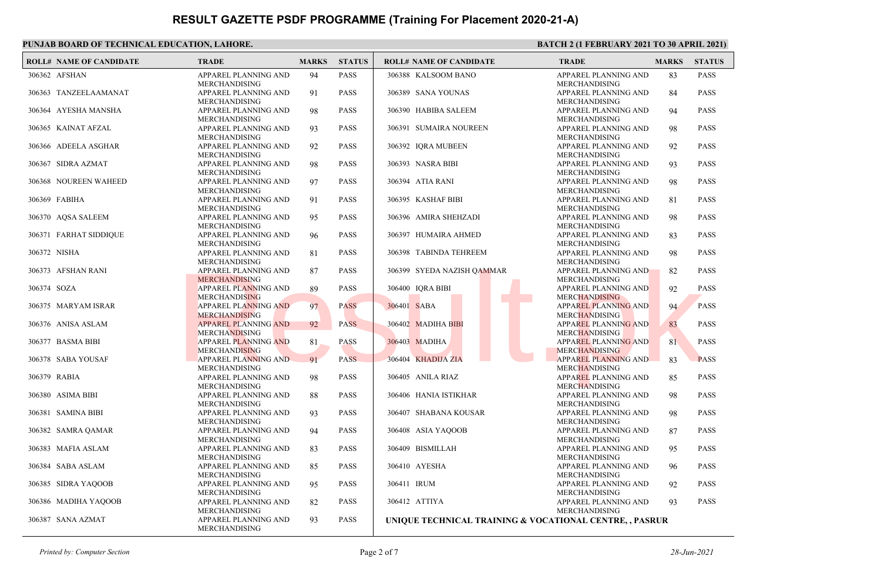# RESULT GAZETTE PSDF PROGRAMME (Training For Placement 2020-21-A)

**PUNJAB BOARD OF TECHNICAL EDUCATION, LAHORE.** **BATCH 2 (1 FEBRUARY 2021 TO 30 APRIL 2021)**

| ROLL# | NAME OF CANDIDATE | TRADE | MARKS | STATUS |
|---|---|---|---|---|
| 306362 | AFSHAN | APPAREL PLANNING AND MERCHANDISING | 94 | PASS |
| 306363 | TANZEELAAMANAT | APPAREL PLANNING AND MERCHANDISING | 91 | PASS |
| 306364 | AYESHA MANSHA | APPAREL PLANNING AND MERCHANDISING | 98 | PASS |
| 306365 | KAINAT AFZAL | APPAREL PLANNING AND MERCHANDISING | 93 | PASS |
| 306366 | ADEELA ASGHAR | APPAREL PLANNING AND MERCHANDISING | 92 | PASS |
| 306367 | SIDRA AZMAT | APPAREL PLANNING AND MERCHANDISING | 98 | PASS |
| 306368 | NOUREEN WAHEED | APPAREL PLANNING AND MERCHANDISING | 97 | PASS |
| 306369 | FABIHA | APPAREL PLANNING AND MERCHANDISING | 91 | PASS |
| 306370 | AQSA SALEEM | APPAREL PLANNING AND MERCHANDISING | 95 | PASS |
| 306371 | FARHAT SIDDIQUE | APPAREL PLANNING AND MERCHANDISING | 96 | PASS |
| 306372 | NISHA | APPAREL PLANNING AND MERCHANDISING | 81 | PASS |
| 306373 | AFSHAN RANI | APPAREL PLANNING AND MERCHANDISING | 87 | PASS |
| 306374 | SOZA | APPAREL PLANNING AND MERCHANDISING | 89 | PASS |
| 306375 | MARYAM ISRAR | APPAREL PLANNING AND MERCHANDISING | 97 | PASS |
| 306376 | ANISA ASLAM | APPAREL PLANNING AND MERCHANDISING | 92 | PASS |
| 306377 | BASMA BIBI | APPAREL PLANNING AND MERCHANDISING | 81 | PASS |
| 306378 | SABA YOUSAF | APPAREL PLANNING AND MERCHANDISING | 91 | PASS |
| 306379 | RABIA | APPAREL PLANNING AND MERCHANDISING | 98 | PASS |
| 306380 | ASIMA BIBI | APPAREL PLANNING AND MERCHANDISING | 88 | PASS |
| 306381 | SAMINA BIBI | APPAREL PLANNING AND MERCHANDISING | 93 | PASS |
| 306382 | SAMRA QAMAR | APPAREL PLANNING AND MERCHANDISING | 94 | PASS |
| 306383 | MAFIA ASLAM | APPAREL PLANNING AND MERCHANDISING | 83 | PASS |
| 306384 | SABA ASLAM | APPAREL PLANNING AND MERCHANDISING | 85 | PASS |
| 306385 | SIDRA YAQOOB | APPAREL PLANNING AND MERCHANDISING | 95 | PASS |
| 306386 | MADIHA YAQOOB | APPAREL PLANNING AND MERCHANDISING | 82 | PASS |
| 306387 | SANA AZMAT | APPAREL PLANNING AND MERCHANDISING | 93 | PASS |
| 306388 | KALSOOM BANO | APPAREL PLANNING AND MERCHANDISING | 83 | PASS |
| 306389 | SANA YOUNAS | APPAREL PLANNING AND MERCHANDISING | 84 | PASS |
| 306390 | HABIBA SALEEM | APPAREL PLANNING AND MERCHANDISING | 94 | PASS |
| 306391 | SUMAIRA NOUREEN | APPAREL PLANNING AND MERCHANDISING | 98 | PASS |
| 306392 | IQRA MUBEEN | APPAREL PLANNING AND MERCHANDISING | 92 | PASS |
| 306393 | NASRA BIBI | APPAREL PLANNING AND MERCHANDISING | 93 | PASS |
| 306394 | ATIA RANI | APPAREL PLANNING AND MERCHANDISING | 98 | PASS |
| 306395 | KASHAF BIBI | APPAREL PLANNING AND MERCHANDISING | 81 | PASS |
| 306396 | AMIRA SHEHZADI | APPAREL PLANNING AND MERCHANDISING | 98 | PASS |
| 306397 | HUMAIRA AHMED | APPAREL PLANNING AND MERCHANDISING | 83 | PASS |
| 306398 | TABINDA TEHREEM | APPAREL PLANNING AND MERCHANDISING | 98 | PASS |
| 306399 | SYEDA NAZISH QAMMAR | APPAREL PLANNING AND MERCHANDISING | 82 | PASS |
| 306400 | IQRA BIBI | APPAREL PLANNING AND MERCHANDISING | 92 | PASS |
| 306401 | SABA | APPAREL PLANNING AND MERCHANDISING | 94 | PASS |
| 306402 | MADIHA BIBI | APPAREL PLANNING AND MERCHANDISING | 83 | PASS |
| 306403 | MADIHA | APPAREL PLANNING AND MERCHANDISING | 81 | PASS |
| 306404 | KHADIJA ZIA | APPAREL PLANNING AND MERCHANDISING | 83 | PASS |
| 306405 | ANILA RIAZ | APPAREL PLANNING AND MERCHANDISING | 85 | PASS |
| 306406 | HANIA ISTIKHAR | APPAREL PLANNING AND MERCHANDISING | 98 | PASS |
| 306407 | SHABANA KOUSAR | APPAREL PLANNING AND MERCHANDISING | 98 | PASS |
| 306408 | ASIA YAQOOB | APPAREL PLANNING AND MERCHANDISING | 87 | PASS |
| 306409 | BISMILLAH | APPAREL PLANNING AND MERCHANDISING | 95 | PASS |
| 306410 | AYESHA | APPAREL PLANNING AND MERCHANDISING | 96 | PASS |
| 306411 | IRUM | APPAREL PLANNING AND MERCHANDISING | 92 | PASS |
| 306412 | ATTIYA | APPAREL PLANNING AND MERCHANDISING | 93 | PASS |

**UNIQUE TECHNICAL TRAINING & VOCATIONAL CENTRE, , PASRUR**

*Printed by: Computer Section* *28-Jun-2021*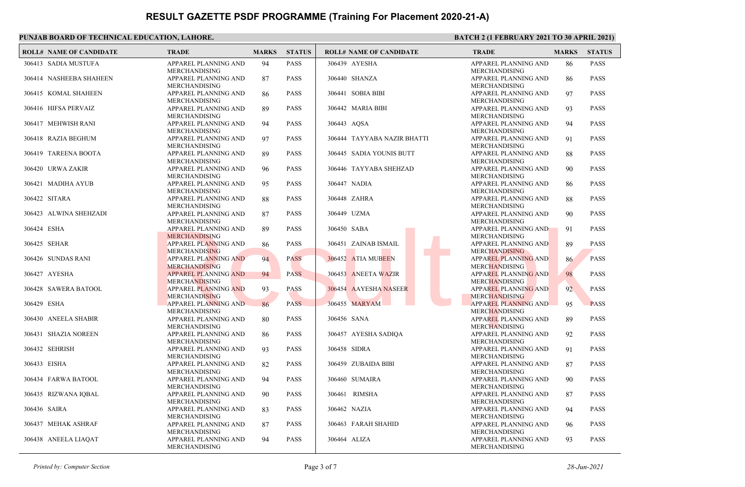# RESULT GAZETTE PSDF PROGRAMME (Training For Placement 2020-21-A)

**PUNJAB BOARD OF TECHNICAL EDUCATION, LAHORE.**

**BATCH 2 (1 FEBRUARY 2021 TO 30 APRIL 2021)**

| ROLL# | NAME OF CANDIDATE | TRADE | MARKS | STATUS |
|---|---|---|---|---|
| 306413 | SADIA MUSTUFA | APPAREL PLANNING AND MERCHANDISING | 94 | PASS |
| 306414 | NASHEEBA SHAHEEN | APPAREL PLANNING AND MERCHANDISING | 87 | PASS |
| 306415 | KOMAL SHAHEEN | APPAREL PLANNING AND MERCHANDISING | 86 | PASS |
| 306416 | HIFSA PERVAIZ | APPAREL PLANNING AND MERCHANDISING | 89 | PASS |
| 306417 | MEHWISH RANI | APPAREL PLANNING AND MERCHANDISING | 94 | PASS |
| 306418 | RAZIA BEGHUM | APPAREL PLANNING AND MERCHANDISING | 97 | PASS |
| 306419 | TAREENA BOOTA | APPAREL PLANNING AND MERCHANDISING | 89 | PASS |
| 306420 | URWA ZAKIR | APPAREL PLANNING AND MERCHANDISING | 96 | PASS |
| 306421 | MADIHA AYUB | APPAREL PLANNING AND MERCHANDISING | 95 | PASS |
| 306422 | SITARA | APPAREL PLANNING AND MERCHANDISING | 88 | PASS |
| 306423 | ALWINA SHEHZADI | APPAREL PLANNING AND MERCHANDISING | 87 | PASS |
| 306424 | ESHA | APPAREL PLANNING AND MERCHANDISING | 89 | PASS |
| 306425 | SEHAR | APPAREL PLANNING AND MERCHANDISING | 86 | PASS |
| 306426 | SUNDAS RANI | APPAREL PLANNING AND MERCHANDISING | 94 | PASS |
| 306427 | AYESHA | APPAREL PLANNING AND MERCHANDISING | 94 | PASS |
| 306428 | SAWERA BATOOL | APPAREL PLANNING AND MERCHANDISING | 93 | PASS |
| 306429 | ESHA | APPAREL PLANNING AND MERCHANDISING | 86 | PASS |
| 306430 | ANEELA SHABIR | APPAREL PLANNING AND MERCHANDISING | 80 | PASS |
| 306431 | SHAZIA NOREEN | APPAREL PLANNING AND MERCHANDISING | 86 | PASS |
| 306432 | SEHRISH | APPAREL PLANNING AND MERCHANDISING | 93 | PASS |
| 306433 | EISHA | APPAREL PLANNING AND MERCHANDISING | 82 | PASS |
| 306434 | FARWA BATOOL | APPAREL PLANNING AND MERCHANDISING | 94 | PASS |
| 306435 | RIZWANA IQBAL | APPAREL PLANNING AND MERCHANDISING | 90 | PASS |
| 306436 | SAIRA | APPAREL PLANNING AND MERCHANDISING | 83 | PASS |
| 306437 | MEHAK ASHRAF | APPAREL PLANNING AND MERCHANDISING | 87 | PASS |
| 306438 | ANEELA LIAQAT | APPAREL PLANNING AND MERCHANDISING | 94 | PASS |
| 306439 | AYESHA | APPAREL PLANNING AND MERCHANDISING | 86 | PASS |
| 306440 | SHANZA | APPAREL PLANNING AND MERCHANDISING | 86 | PASS |
| 306441 | SOBIA BIBI | APPAREL PLANNING AND MERCHANDISING | 97 | PASS |
| 306442 | MARIA BIBI | APPAREL PLANNING AND MERCHANDISING | 93 | PASS |
| 306443 | AQSA | APPAREL PLANNING AND MERCHANDISING | 94 | PASS |
| 306444 | TAYYABA NAZIR BHATTI | APPAREL PLANNING AND MERCHANDISING | 91 | PASS |
| 306445 | SADIA YOUNIS BUTT | APPAREL PLANNING AND MERCHANDISING | 88 | PASS |
| 306446 | TAYYABA SHEHZAD | APPAREL PLANNING AND MERCHANDISING | 90 | PASS |
| 306447 | NADIA | APPAREL PLANNING AND MERCHANDISING | 86 | PASS |
| 306448 | ZAHRA | APPAREL PLANNING AND MERCHANDISING | 88 | PASS |
| 306449 | UZMA | APPAREL PLANNING AND MERCHANDISING | 90 | PASS |
| 306450 | SABA | APPAREL PLANNING AND MERCHANDISING | 91 | PASS |
| 306451 | ZAINAB ISMAIL | APPAREL PLANNING AND MERCHANDISING | 89 | PASS |
| 306452 | ATIA MUBEEN | APPAREL PLANNING AND MERCHANDISING | 86 | PASS |
| 306453 | ANEETA WAZIR | APPAREL PLANNING AND MERCHANDISING | 98 | PASS |
| 306454 | AAYESHA NASEER | APPAREL PLANNING AND MERCHANDISING | 92 | PASS |
| 306455 | MARYAM | APPAREL PLANNING AND MERCHANDISING | 95 | PASS |
| 306456 | SANA | APPAREL PLANNING AND MERCHANDISING | 89 | PASS |
| 306457 | AYESHA SADIQA | APPAREL PLANNING AND MERCHANDISING | 92 | PASS |
| 306458 | SIDRA | APPAREL PLANNING AND MERCHANDISING | 91 | PASS |
| 306459 | ZUBAIDA BIBI | APPAREL PLANNING AND MERCHANDISING | 87 | PASS |
| 306460 | SUMAIRA | APPAREL PLANNING AND MERCHANDISING | 90 | PASS |
| 306461 | RIMSHA | APPAREL PLANNING AND MERCHANDISING | 87 | PASS |
| 306462 | NAZIA | APPAREL PLANNING AND MERCHANDISING | 94 | PASS |
| 306463 | FARAH SHAHID | APPAREL PLANNING AND MERCHANDISING | 96 | PASS |
| 306464 | ALIZA | APPAREL PLANNING AND MERCHANDISING | 93 | PASS |

*Printed by: Computer Section*

*28-Jun-2021*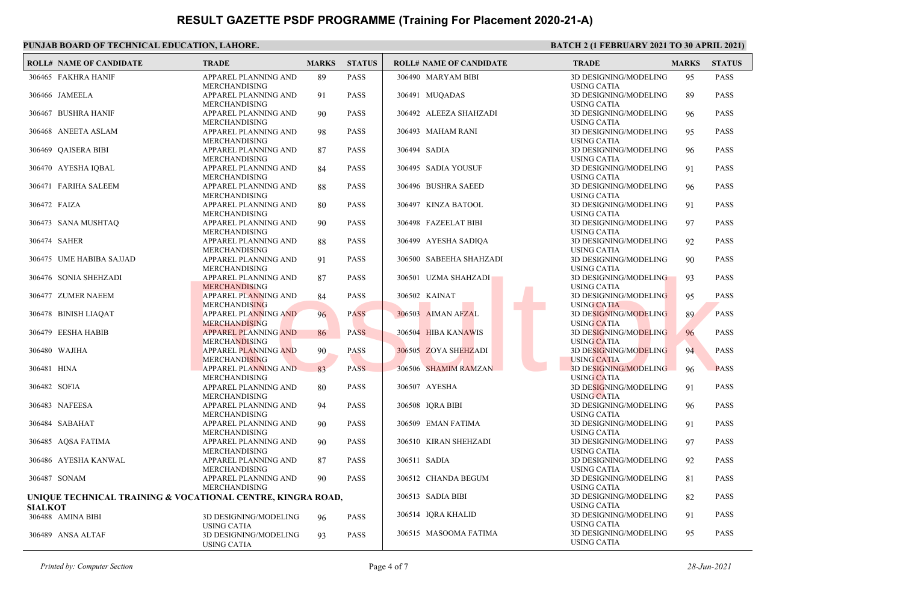# RESULT GAZETTE PSDF PROGRAMME (Training For Placement 2020-21-A)

**PUNJAB BOARD OF TECHNICAL EDUCATION, LAHORE.**

**BATCH 2 (1 FEBRUARY 2021 TO 30 APRIL 2021)**

| ROLL# | NAME OF CANDIDATE | TRADE | MARKS | STATUS |
|---|---|---|---|---|
| 306465 | FAKHRA HANIF | APPAREL PLANNING AND MERCHANDISING | 89 | PASS |
| 306466 | JAMEELA | APPAREL PLANNING AND MERCHANDISING | 91 | PASS |
| 306467 | BUSHRA HANIF | APPAREL PLANNING AND MERCHANDISING | 90 | PASS |
| 306468 | ANEETA ASLAM | APPAREL PLANNING AND MERCHANDISING | 98 | PASS |
| 306469 | QAISERA BIBI | APPAREL PLANNING AND MERCHANDISING | 87 | PASS |
| 306470 | AYESHA IQBAL | APPAREL PLANNING AND MERCHANDISING | 84 | PASS |
| 306471 | FARIHA SALEEM | APPAREL PLANNING AND MERCHANDISING | 88 | PASS |
| 306472 | FAIZA | APPAREL PLANNING AND MERCHANDISING | 80 | PASS |
| 306473 | SANA MUSHTAQ | APPAREL PLANNING AND MERCHANDISING | 90 | PASS |
| 306474 | SAHER | APPAREL PLANNING AND MERCHANDISING | 88 | PASS |
| 306475 | UME HABIBA SAJJAD | APPAREL PLANNING AND MERCHANDISING | 91 | PASS |
| 306476 | SONIA SHEHZADI | APPAREL PLANNING AND MERCHANDISING | 87 | PASS |
| 306477 | ZUMER NAEEM | APPAREL PLANNING AND MERCHANDISING | 84 | PASS |
| 306478 | BINISH LIAQAT | APPAREL PLANNING AND MERCHANDISING | 96 | PASS |
| 306479 | EESHA HABIB | APPAREL PLANNING AND MERCHANDISING | 86 | PASS |
| 306480 | WAJIHA | APPAREL PLANNING AND MERCHANDISING | 90 | PASS |
| 306481 | HINA | APPAREL PLANNING AND MERCHANDISING | 83 | PASS |
| 306482 | SOFIA | APPAREL PLANNING AND MERCHANDISING | 80 | PASS |
| 306483 | NAFEESA | APPAREL PLANNING AND MERCHANDISING | 94 | PASS |
| 306484 | SABAHAT | APPAREL PLANNING AND MERCHANDISING | 90 | PASS |
| 306485 | AQSA FATIMA | APPAREL PLANNING AND MERCHANDISING | 90 | PASS |
| 306486 | AYESHA KANWAL | APPAREL PLANNING AND MERCHANDISING | 87 | PASS |
| 306487 | SONAM | APPAREL PLANNING AND MERCHANDISING | 90 | PASS |

**UNIQUE TECHNICAL TRAINING & VOCATIONAL CENTRE, KINGRA ROAD, SIALKOT**

| ROLL# | NAME OF CANDIDATE | TRADE | MARKS | STATUS |
|---|---|---|---|---|
| 306488 | AMINA BIBI | 3D DESIGNING/MODELING USING CATIA | 96 | PASS |
| 306489 | ANSA ALTAF | 3D DESIGNING/MODELING USING CATIA | 93 | PASS |
| 306490 | MARYAM BIBI | 3D DESIGNING/MODELING USING CATIA | 95 | PASS |
| 306491 | MUQADAS | 3D DESIGNING/MODELING USING CATIA | 89 | PASS |
| 306492 | ALEEZA SHAHZADI | 3D DESIGNING/MODELING USING CATIA | 96 | PASS |
| 306493 | MAHAM RANI | 3D DESIGNING/MODELING USING CATIA | 95 | PASS |
| 306494 | SADIA | 3D DESIGNING/MODELING USING CATIA | 96 | PASS |
| 306495 | SADIA YOUSUF | 3D DESIGNING/MODELING USING CATIA | 91 | PASS |
| 306496 | BUSHRA SAEED | 3D DESIGNING/MODELING USING CATIA | 96 | PASS |
| 306497 | KINZA BATOOL | 3D DESIGNING/MODELING USING CATIA | 91 | PASS |
| 306498 | FAZEELAT BIBI | 3D DESIGNING/MODELING USING CATIA | 97 | PASS |
| 306499 | AYESHA SADIQA | 3D DESIGNING/MODELING USING CATIA | 92 | PASS |
| 306500 | SABEEHA SHAHZADI | 3D DESIGNING/MODELING USING CATIA | 90 | PASS |
| 306501 | UZMA SHAHZADI | 3D DESIGNING/MODELING USING CATIA | 93 | PASS |
| 306502 | KAINAT | 3D DESIGNING/MODELING USING CATIA | 95 | PASS |
| 306503 | AIMAN AFZAL | 3D DESIGNING/MODELING USING CATIA | 89 | PASS |
| 306504 | HIBA KANAWIS | 3D DESIGNING/MODELING USING CATIA | 96 | PASS |
| 306505 | ZOYA SHEHZADI | 3D DESIGNING/MODELING USING CATIA | 94 | PASS |
| 306506 | SHAMIM RAMZAN | 3D DESIGNING/MODELING USING CATIA | 96 | PASS |
| 306507 | AYESHA | 3D DESIGNING/MODELING USING CATIA | 91 | PASS |
| 306508 | IQRA BIBI | 3D DESIGNING/MODELING USING CATIA | 96 | PASS |
| 306509 | EMAN FATIMA | 3D DESIGNING/MODELING USING CATIA | 91 | PASS |
| 306510 | KIRAN SHEHZADI | 3D DESIGNING/MODELING USING CATIA | 97 | PASS |
| 306511 | SADIA | 3D DESIGNING/MODELING USING CATIA | 92 | PASS |
| 306512 | CHANDA BEGUM | 3D DESIGNING/MODELING USING CATIA | 81 | PASS |
| 306513 | SADIA BIBI | 3D DESIGNING/MODELING USING CATIA | 82 | PASS |
| 306514 | IQRA KHALID | 3D DESIGNING/MODELING USING CATIA | 91 | PASS |
| 306515 | MASOOMA FATIMA | 3D DESIGNING/MODELING USING CATIA | 95 | PASS |

*Printed by: Computer Section* *28-Jun-2021*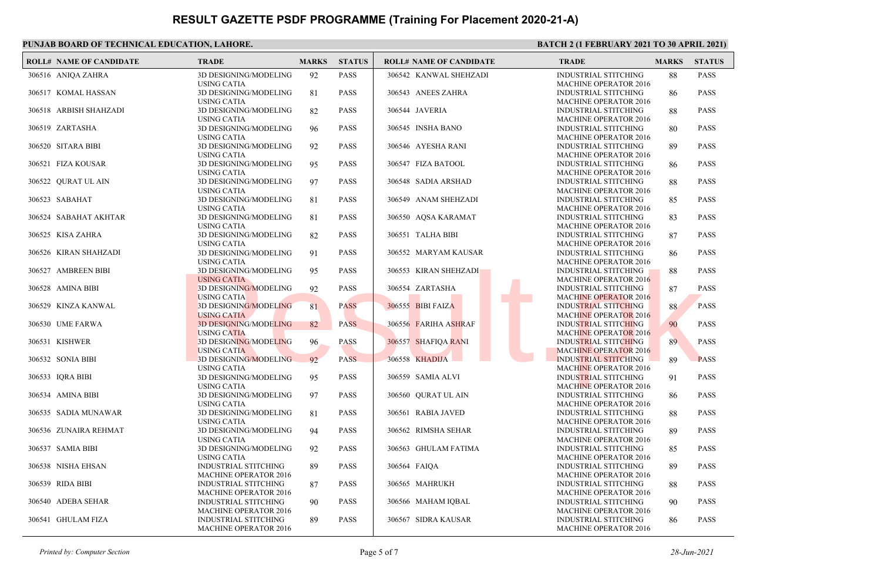# RESULT GAZETTE PSDF PROGRAMME (Training For Placement 2020-21-A)

**PUNJAB BOARD OF TECHNICAL EDUCATION, LAHORE.**

**BATCH 2 (1 FEBRUARY 2021 TO 30 APRIL 2021)**

| ROLL# | NAME OF CANDIDATE | TRADE | MARKS | STATUS |
|---|---|---|---|---|
| 306516 | ANIQA ZAHRA | 3D DESIGNING/MODELING USING CATIA | 92 | PASS |
| 306517 | KOMAL HASSAN | 3D DESIGNING/MODELING USING CATIA | 81 | PASS |
| 306518 | ARBISH SHAHZADI | 3D DESIGNING/MODELING USING CATIA | 82 | PASS |
| 306519 | ZARTASHA | 3D DESIGNING/MODELING USING CATIA | 96 | PASS |
| 306520 | SITARA BIBI | 3D DESIGNING/MODELING USING CATIA | 92 | PASS |
| 306521 | FIZA KOUSAR | 3D DESIGNING/MODELING USING CATIA | 95 | PASS |
| 306522 | QURAT UL AIN | 3D DESIGNING/MODELING USING CATIA | 97 | PASS |
| 306523 | SABAHAT | 3D DESIGNING/MODELING USING CATIA | 81 | PASS |
| 306524 | SABAHAT AKHTAR | 3D DESIGNING/MODELING USING CATIA | 81 | PASS |
| 306525 | KISA ZAHRA | 3D DESIGNING/MODELING USING CATIA | 82 | PASS |
| 306526 | KIRAN SHAHZADI | 3D DESIGNING/MODELING USING CATIA | 91 | PASS |
| 306527 | AMBREEN BIBI | 3D DESIGNING/MODELING USING CATIA | 95 | PASS |
| 306528 | AMINA BIBI | 3D DESIGNING/MODELING USING CATIA | 92 | PASS |
| 306529 | KINZA KANWAL | 3D DESIGNING/MODELING USING CATIA | 81 | PASS |
| 306530 | UME FARWA | 3D DESIGNING/MODELING USING CATIA | 82 | PASS |
| 306531 | KISHWER | 3D DESIGNING/MODELING USING CATIA | 96 | PASS |
| 306532 | SONIA BIBI | 3D DESIGNING/MODELING USING CATIA | 92 | PASS |
| 306533 | IQRA BIBI | 3D DESIGNING/MODELING USING CATIA | 95 | PASS |
| 306534 | AMINA BIBI | 3D DESIGNING/MODELING USING CATIA | 97 | PASS |
| 306535 | SADIA MUNAWAR | 3D DESIGNING/MODELING USING CATIA | 81 | PASS |
| 306536 | ZUNAIRA REHMAT | 3D DESIGNING/MODELING USING CATIA | 94 | PASS |
| 306537 | SAMIA BIBI | 3D DESIGNING/MODELING USING CATIA | 92 | PASS |
| 306538 | NISHA EHSAN | INDUSTRIAL STITCHING MACHINE OPERATOR 2016 | 89 | PASS |
| 306539 | RIDA BIBI | INDUSTRIAL STITCHING MACHINE OPERATOR 2016 | 87 | PASS |
| 306540 | ADEBA SEHAR | INDUSTRIAL STITCHING MACHINE OPERATOR 2016 | 90 | PASS |
| 306541 | GHULAM FIZA | INDUSTRIAL STITCHING MACHINE OPERATOR 2016 | 89 | PASS |
| 306542 | KANWAL SHEHZADI | INDUSTRIAL STITCHING MACHINE OPERATOR 2016 | 88 | PASS |
| 306543 | ANEES ZAHRA | INDUSTRIAL STITCHING MACHINE OPERATOR 2016 | 86 | PASS |
| 306544 | JAVERIA | INDUSTRIAL STITCHING MACHINE OPERATOR 2016 | 88 | PASS |
| 306545 | INSHA BANO | INDUSTRIAL STITCHING MACHINE OPERATOR 2016 | 80 | PASS |
| 306546 | AYESHA RANI | INDUSTRIAL STITCHING MACHINE OPERATOR 2016 | 89 | PASS |
| 306547 | FIZA BATOOL | INDUSTRIAL STITCHING MACHINE OPERATOR 2016 | 86 | PASS |
| 306548 | SADIA ARSHAD | INDUSTRIAL STITCHING MACHINE OPERATOR 2016 | 88 | PASS |
| 306549 | ANAM SHEHZADI | INDUSTRIAL STITCHING MACHINE OPERATOR 2016 | 85 | PASS |
| 306550 | AQSA KARAMAT | INDUSTRIAL STITCHING MACHINE OPERATOR 2016 | 83 | PASS |
| 306551 | TALHA BIBI | INDUSTRIAL STITCHING MACHINE OPERATOR 2016 | 87 | PASS |
| 306552 | MARYAM KAUSAR | INDUSTRIAL STITCHING MACHINE OPERATOR 2016 | 86 | PASS |
| 306553 | KIRAN SHEHZADI | INDUSTRIAL STITCHING MACHINE OPERATOR 2016 | 88 | PASS |
| 306554 | ZARTASHA | INDUSTRIAL STITCHING MACHINE OPERATOR 2016 | 87 | PASS |
| 306555 | BIBI FAIZA | INDUSTRIAL STITCHING MACHINE OPERATOR 2016 | 88 | PASS |
| 306556 | FARIHA ASHRAF | INDUSTRIAL STITCHING MACHINE OPERATOR 2016 | 90 | PASS |
| 306557 | SHAFIQA RANI | INDUSTRIAL STITCHING MACHINE OPERATOR 2016 | 89 | PASS |
| 306558 | KHADIJA | INDUSTRIAL STITCHING MACHINE OPERATOR 2016 | 89 | PASS |
| 306559 | SAMIA ALVI | INDUSTRIAL STITCHING MACHINE OPERATOR 2016 | 91 | PASS |
| 306560 | QURAT UL AIN | INDUSTRIAL STITCHING MACHINE OPERATOR 2016 | 86 | PASS |
| 306561 | RABIA JAVED | INDUSTRIAL STITCHING MACHINE OPERATOR 2016 | 88 | PASS |
| 306562 | RIMSHA SEHAR | INDUSTRIAL STITCHING MACHINE OPERATOR 2016 | 89 | PASS |
| 306563 | GHULAM FATIMA | INDUSTRIAL STITCHING MACHINE OPERATOR 2016 | 85 | PASS |
| 306564 | FAIQA | INDUSTRIAL STITCHING MACHINE OPERATOR 2016 | 89 | PASS |
| 306565 | MAHRUKH | INDUSTRIAL STITCHING MACHINE OPERATOR 2016 | 88 | PASS |
| 306566 | MAHAM IQBAL | INDUSTRIAL STITCHING MACHINE OPERATOR 2016 | 90 | PASS |
| 306567 | SIDRA KAUSAR | INDUSTRIAL STITCHING MACHINE OPERATOR 2016 | 86 | PASS |

*Printed by: Computer Section*

*28-Jun-2021*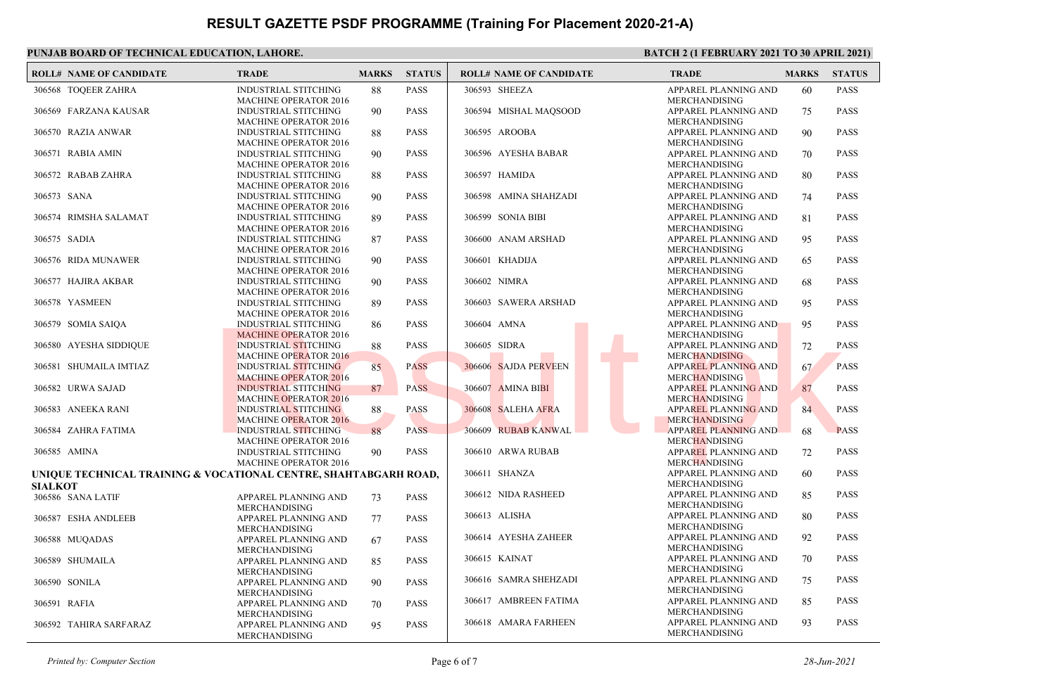# RESULT GAZETTE PSDF PROGRAMME (Training For Placement 2020-21-A)

**PUNJAB BOARD OF TECHNICAL EDUCATION, LAHORE.**

**BATCH 2 (1 FEBRUARY 2021 TO 30 APRIL 2021)**

| ROLL# | NAME OF CANDIDATE | TRADE | MARKS | STATUS |
|---|---|---|---|---|
| 306568 | TOQEER ZAHRA | INDUSTRIAL STITCHING MACHINE OPERATOR 2016 | 88 | PASS |
| 306569 | FARZANA KAUSAR | INDUSTRIAL STITCHING MACHINE OPERATOR 2016 | 90 | PASS |
| 306570 | RAZIA ANWAR | INDUSTRIAL STITCHING MACHINE OPERATOR 2016 | 88 | PASS |
| 306571 | RABIA AMIN | INDUSTRIAL STITCHING MACHINE OPERATOR 2016 | 90 | PASS |
| 306572 | RABAB ZAHRA | INDUSTRIAL STITCHING MACHINE OPERATOR 2016 | 88 | PASS |
| 306573 | SANA | INDUSTRIAL STITCHING MACHINE OPERATOR 2016 | 90 | PASS |
| 306574 | RIMSHA SALAMAT | INDUSTRIAL STITCHING MACHINE OPERATOR 2016 | 89 | PASS |
| 306575 | SADIA | INDUSTRIAL STITCHING MACHINE OPERATOR 2016 | 87 | PASS |
| 306576 | RIDA MUNAWER | INDUSTRIAL STITCHING MACHINE OPERATOR 2016 | 90 | PASS |
| 306577 | HAJIRA AKBAR | INDUSTRIAL STITCHING MACHINE OPERATOR 2016 | 90 | PASS |
| 306578 | YASMEEN | INDUSTRIAL STITCHING MACHINE OPERATOR 2016 | 89 | PASS |
| 306579 | SOMIA SAIQA | INDUSTRIAL STITCHING MACHINE OPERATOR 2016 | 86 | PASS |
| 306580 | AYESHA SIDDIQUE | INDUSTRIAL STITCHING MACHINE OPERATOR 2016 | 88 | PASS |
| 306581 | SHUMAILA IMTIAZ | INDUSTRIAL STITCHING MACHINE OPERATOR 2016 | 85 | PASS |
| 306582 | URWA SAJAD | INDUSTRIAL STITCHING MACHINE OPERATOR 2016 | 87 | PASS |
| 306583 | ANEEKA RANI | INDUSTRIAL STITCHING MACHINE OPERATOR 2016 | 88 | PASS |
| 306584 | ZAHRA FATIMA | INDUSTRIAL STITCHING MACHINE OPERATOR 2016 | 88 | PASS |
| 306585 | AMINA | INDUSTRIAL STITCHING MACHINE OPERATOR 2016 | 90 | PASS |

**UNIQUE TECHNICAL TRAINING & VOCATIONAL CENTRE, SHAHTABGARH ROAD, SIALKOT**

| ROLL# | NAME OF CANDIDATE | TRADE | MARKS | STATUS |
|---|---|---|---|---|
| 306586 | SANA LATIF | APPAREL PLANNING AND MERCHANDISING | 73 | PASS |
| 306587 | ESHA ANDLEEB | APPAREL PLANNING AND MERCHANDISING | 77 | PASS |
| 306588 | MUQADAS | APPAREL PLANNING AND MERCHANDISING | 67 | PASS |
| 306589 | SHUMAILA | APPAREL PLANNING AND MERCHANDISING | 85 | PASS |
| 306590 | SONILA | APPAREL PLANNING AND MERCHANDISING | 90 | PASS |
| 306591 | RAFIA | APPAREL PLANNING AND MERCHANDISING | 70 | PASS |
| 306592 | TAHIRA SARFARAZ | APPAREL PLANNING AND MERCHANDISING | 95 | PASS |
| 306593 | SHEEZA | APPAREL PLANNING AND MERCHANDISING | 60 | PASS |
| 306594 | MISHAL MAQSOOD | APPAREL PLANNING AND MERCHANDISING | 75 | PASS |
| 306595 | AROOBA | APPAREL PLANNING AND MERCHANDISING | 90 | PASS |
| 306596 | AYESHA BABAR | APPAREL PLANNING AND MERCHANDISING | 70 | PASS |
| 306597 | HAMIDA | APPAREL PLANNING AND MERCHANDISING | 80 | PASS |
| 306598 | AMINA SHAHZADI | APPAREL PLANNING AND MERCHANDISING | 74 | PASS |
| 306599 | SONIA BIBI | APPAREL PLANNING AND MERCHANDISING | 81 | PASS |
| 306600 | ANAM ARSHAD | APPAREL PLANNING AND MERCHANDISING | 95 | PASS |
| 306601 | KHADIJA | APPAREL PLANNING AND MERCHANDISING | 65 | PASS |
| 306602 | NIMRA | APPAREL PLANNING AND MERCHANDISING | 68 | PASS |
| 306603 | SAWERA ARSHAD | APPAREL PLANNING AND MERCHANDISING | 95 | PASS |
| 306604 | AMNA | APPAREL PLANNING AND MERCHANDISING | 95 | PASS |
| 306605 | SIDRA | APPAREL PLANNING AND MERCHANDISING | 72 | PASS |
| 306606 | SAJDA PERVEEN | APPAREL PLANNING AND MERCHANDISING | 67 | PASS |
| 306607 | AMINA BIBI | APPAREL PLANNING AND MERCHANDISING | 87 | PASS |
| 306608 | SALEHA AFRA | APPAREL PLANNING AND MERCHANDISING | 84 | PASS |
| 306609 | RUBAB KANWAL | APPAREL PLANNING AND MERCHANDISING | 68 | PASS |
| 306610 | ARWA RUBAB | APPAREL PLANNING AND MERCHANDISING | 72 | PASS |
| 306611 | SHANZA | APPAREL PLANNING AND MERCHANDISING | 60 | PASS |
| 306612 | NIDA RASHEED | APPAREL PLANNING AND MERCHANDISING | 85 | PASS |
| 306613 | ALISHA | APPAREL PLANNING AND MERCHANDISING | 80 | PASS |
| 306614 | AYESHA ZAHEER | APPAREL PLANNING AND MERCHANDISING | 92 | PASS |
| 306615 | KAINAT | APPAREL PLANNING AND MERCHANDISING | 70 | PASS |
| 306616 | SAMRA SHEHZADI | APPAREL PLANNING AND MERCHANDISING | 75 | PASS |
| 306617 | AMBREEN FATIMA | APPAREL PLANNING AND MERCHANDISING | 85 | PASS |
| 306618 | AMARA FARHEEN | APPAREL PLANNING AND MERCHANDISING | 93 | PASS |

*Printed by: Computer Section*

*28-Jun-2021*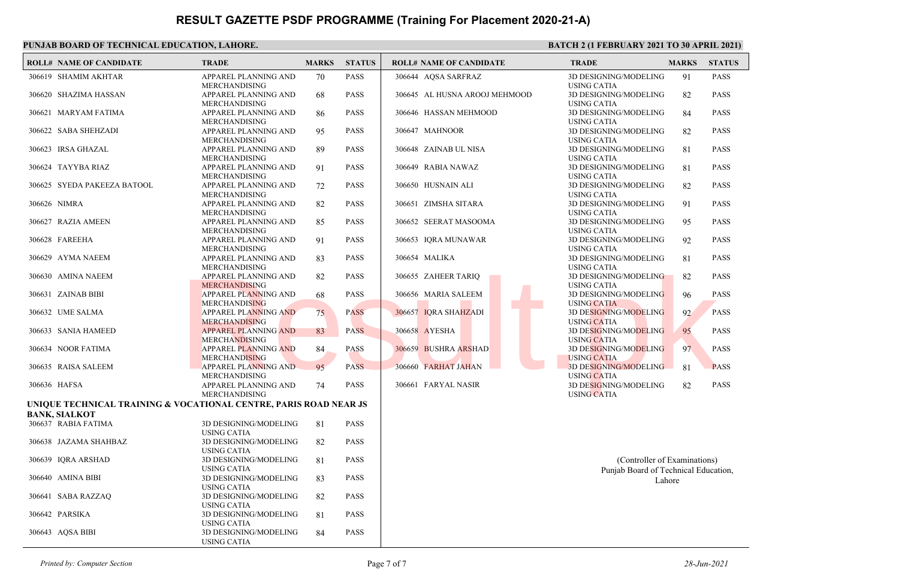# RESULT GAZETTE PSDF PROGRAMME (Training For Placement 2020-21-A)

**PUNJAB BOARD OF TECHNICAL EDUCATION, LAHORE.** **BATCH 2 (1 FEBRUARY 2021 TO 30 APRIL 2021)**

| ROLL# | NAME OF CANDIDATE | TRADE | MARKS | STATUS |
|---|---|---|---|---|
| 306619 | SHAMIM AKHTAR | APPAREL PLANNING AND MERCHANDISING | 70 | PASS |
| 306620 | SHAZIMA HASSAN | APPAREL PLANNING AND MERCHANDISING | 68 | PASS |
| 306621 | MARYAM FATIMA | APPAREL PLANNING AND MERCHANDISING | 86 | PASS |
| 306622 | SABA SHEHZADI | APPAREL PLANNING AND MERCHANDISING | 95 | PASS |
| 306623 | IRSA GHAZAL | APPAREL PLANNING AND MERCHANDISING | 89 | PASS |
| 306624 | TAYYBA RIAZ | APPAREL PLANNING AND MERCHANDISING | 91 | PASS |
| 306625 | SYEDA PAKEEZA BATOOL | APPAREL PLANNING AND MERCHANDISING | 72 | PASS |
| 306626 | NIMRA | APPAREL PLANNING AND MERCHANDISING | 82 | PASS |
| 306627 | RAZIA AMEEN | APPAREL PLANNING AND MERCHANDISING | 85 | PASS |
| 306628 | FAREEHA | APPAREL PLANNING AND MERCHANDISING | 91 | PASS |
| 306629 | AYMA NAEEM | APPAREL PLANNING AND MERCHANDISING | 83 | PASS |
| 306630 | AMINA NAEEM | APPAREL PLANNING AND MERCHANDISING | 82 | PASS |
| 306631 | ZAINAB BIBI | APPAREL PLANNING AND MERCHANDISING | 68 | PASS |
| 306632 | UME SALMA | APPAREL PLANNING AND MERCHANDISING | 75 | PASS |
| 306633 | SANIA HAMEED | APPAREL PLANNING AND MERCHANDISING | 83 | PASS |
| 306634 | NOOR FATIMA | APPAREL PLANNING AND MERCHANDISING | 84 | PASS |
| 306635 | RAISA SALEEM | APPAREL PLANNING AND MERCHANDISING | 95 | PASS |
| 306636 | HAFSA | APPAREL PLANNING AND MERCHANDISING | 74 | PASS |

**UNIQUE TECHNICAL TRAINING & VOCATIONAL CENTRE, PARIS ROAD NEAR JS BANK, SIALKOT**

| ROLL# | NAME OF CANDIDATE | TRADE | MARKS | STATUS |
|---|---|---|---|---|
| 306637 | RABIA FATIMA | 3D DESIGNING/MODELING USING CATIA | 81 | PASS |
| 306638 | JAZAMA SHAHBAZ | 3D DESIGNING/MODELING USING CATIA | 82 | PASS |
| 306639 | IQRA ARSHAD | 3D DESIGNING/MODELING USING CATIA | 81 | PASS |
| 306640 | AMINA BIBI | 3D DESIGNING/MODELING USING CATIA | 83 | PASS |
| 306641 | SABA RAZZAQ | 3D DESIGNING/MODELING USING CATIA | 82 | PASS |
| 306642 | PARSIKA | 3D DESIGNING/MODELING USING CATIA | 81 | PASS |
| 306643 | AQSA BIBI | 3D DESIGNING/MODELING USING CATIA | 84 | PASS |
| 306644 | AQSA SARFRAZ | 3D DESIGNING/MODELING USING CATIA | 91 | PASS |
| 306645 | AL HUSNA AROOJ MEHMOOD | 3D DESIGNING/MODELING USING CATIA | 82 | PASS |
| 306646 | HASSAN MEHMOOD | 3D DESIGNING/MODELING USING CATIA | 84 | PASS |
| 306647 | MAHNOOR | 3D DESIGNING/MODELING USING CATIA | 82 | PASS |
| 306648 | ZAINAB UL NISA | 3D DESIGNING/MODELING USING CATIA | 81 | PASS |
| 306649 | RABIA NAWAZ | 3D DESIGNING/MODELING USING CATIA | 81 | PASS |
| 306650 | HUSNAIN ALI | 3D DESIGNING/MODELING USING CATIA | 82 | PASS |
| 306651 | ZIMSHA SITARA | 3D DESIGNING/MODELING USING CATIA | 91 | PASS |
| 306652 | SEERAT MASOOMA | 3D DESIGNING/MODELING USING CATIA | 95 | PASS |
| 306653 | IQRA MUNAWAR | 3D DESIGNING/MODELING USING CATIA | 92 | PASS |
| 306654 | MALIKA | 3D DESIGNING/MODELING USING CATIA | 81 | PASS |
| 306655 | ZAHEER TARIQ | 3D DESIGNING/MODELING USING CATIA | 82 | PASS |
| 306656 | MARIA SALEEM | 3D DESIGNING/MODELING USING CATIA | 96 | PASS |
| 306657 | IQRA SHAHZADI | 3D DESIGNING/MODELING USING CATIA | 92 | PASS |
| 306658 | AYESHA | 3D DESIGNING/MODELING USING CATIA | 95 | PASS |
| 306659 | BUSHRA ARSHAD | 3D DESIGNING/MODELING USING CATIA | 97 | PASS |
| 306660 | FARHAT JAHAN | 3D DESIGNING/MODELING USING CATIA | 81 | PASS |
| 306661 | FARYAL NASIR | 3D DESIGNING/MODELING USING CATIA | 82 | PASS |

(Controller of Examinations)
Punjab Board of Technical Education, Lahore

*Printed by: Computer Section* *28-Jun-2021*